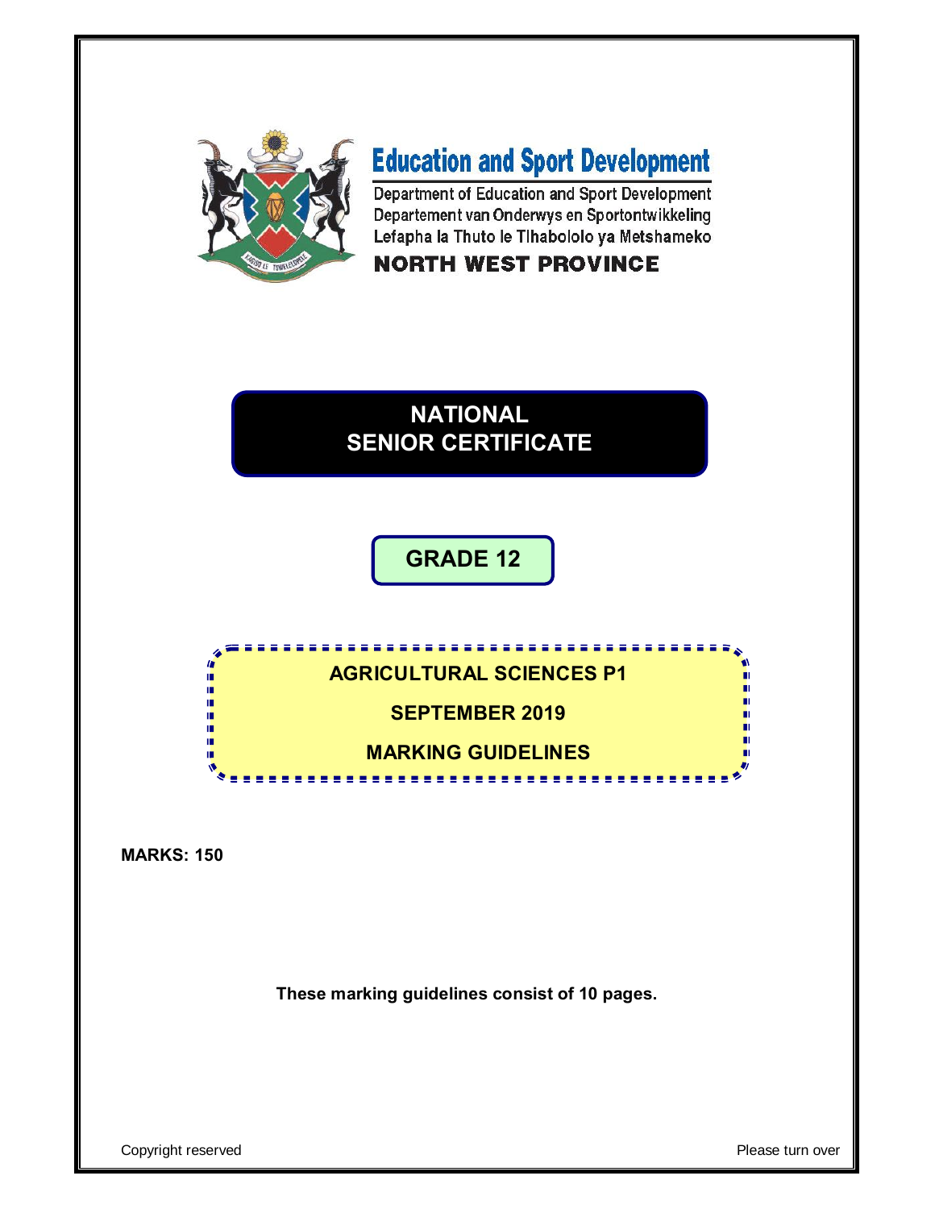# Education and Sport Development

Department of Education and Sport Development
Departement van Onderwys en Sportontwikkeling
Lefapha la Thuto le Tlhabololo ya Metshameko

**NORTH WEST PROVINCE**

# NATIONAL SENIOR CERTIFICATE

## GRADE 12

## AGRICULTURAL SCIENCES P1

## SEPTEMBER 2019

## MARKING GUIDELINES

**MARKS: 150**

**These marking guidelines consist of 10 pages.**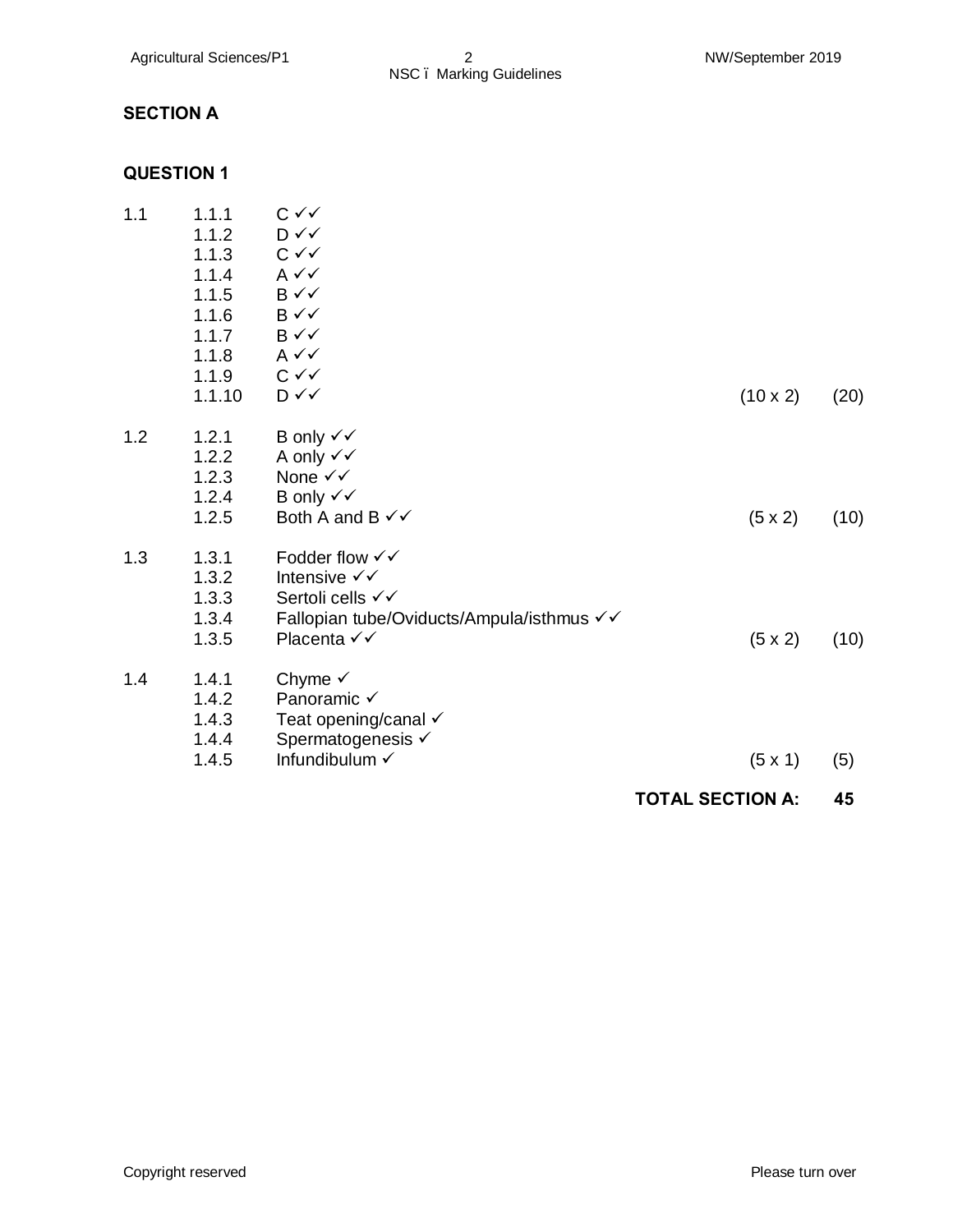## SECTION A

### QUESTION 1

| | | | | |
|---|---|---|---|---|
| 1.1 | 1.1.1 | C ✓✓ | | |
| | 1.1.2 | D ✓✓ | | |
| | 1.1.3 | C ✓✓ | | |
| | 1.1.4 | A ✓✓ | | |
| | 1.1.5 | B ✓✓ | | |
| | 1.1.6 | B ✓✓ | | |
| | 1.1.7 | B ✓✓ | | |
| | 1.1.8 | A ✓✓ | | |
| | 1.1.9 | C ✓✓ | | |
| | 1.1.10 | D ✓✓ | (10 x 2) | (20) |
| 1.2 | 1.2.1 | B only ✓✓ | | |
| | 1.2.2 | A only ✓✓ | | |
| | 1.2.3 | None ✓✓ | | |
| | 1.2.4 | B only ✓✓ | | |
| | 1.2.5 | Both A and B ✓✓ | (5 x 2) | (10) |
| 1.3 | 1.3.1 | Fodder flow ✓✓ | | |
| | 1.3.2 | Intensive ✓✓ | | |
| | 1.3.3 | Sertoli cells ✓✓ | | |
| | 1.3.4 | Fallopian tube/Oviducts/Ampula/isthmus ✓✓ | | |
| | 1.3.5 | Placenta ✓✓ | (5 x 2) | (10) |
| 1.4 | 1.4.1 | Chyme ✓ | | |
| | 1.4.2 | Panoramic ✓ | | |
| | 1.4.3 | Teat opening/canal ✓ | | |
| | 1.4.4 | Spermatogenesis ✓ | | |
| | 1.4.5 | Infundibulum ✓ | (5 x 1) | (5) |

**TOTAL SECTION A: 45**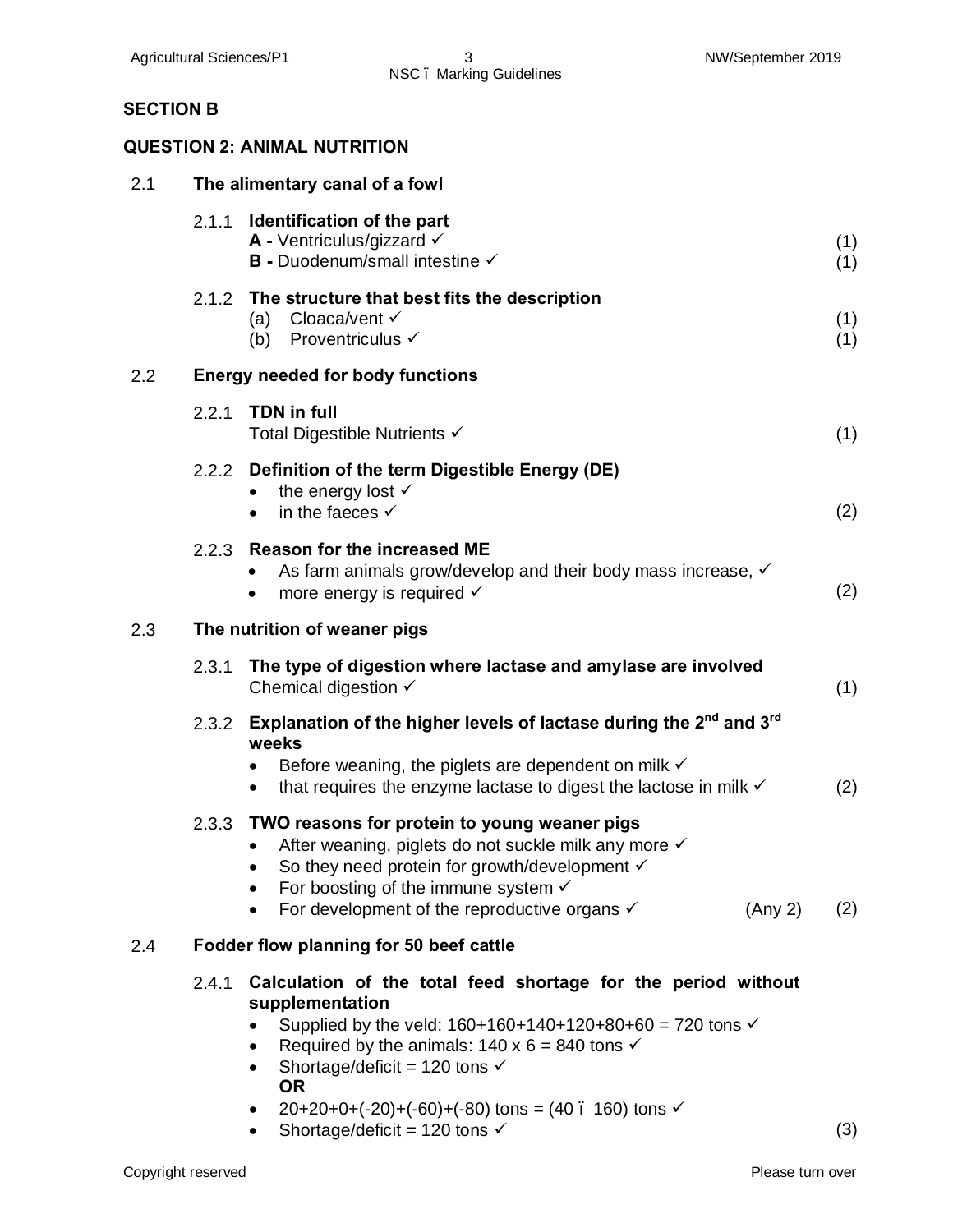## SECTION B

## QUESTION 2: ANIMAL NUTRITION

2.1 **The alimentary canal of a fowl**

2.1.1 **Identification of the part**

**A -** Ventriculus/gizzard ✓ (1)

**B -** Duodenum/small intestine ✓ (1)

2.1.2 **The structure that best fits the description**

(a) Cloaca/vent ✓ (1)

(b) Proventriculus ✓ (1)

2.2 **Energy needed for body functions**

2.2.1 **TDN in full**

Total Digestible Nutrients ✓ (1)

2.2.2 **Definition of the term Digestible Energy (DE)**

- the energy lost ✓
- in the faeces ✓ (2)

2.2.3 **Reason for the increased ME**

- As farm animals grow/develop and their body mass increase, ✓
- more energy is required ✓ (2)

2.3 **The nutrition of weaner pigs**

2.3.1 **The type of digestion where lactase and amylase are involved**

Chemical digestion ✓ (1)

2.3.2 **Explanation of the higher levels of lactase during the 2nd and 3rd weeks**

- Before weaning, the piglets are dependent on milk ✓
- that requires the enzyme lactase to digest the lactose in milk ✓ (2)

2.3.3 **TWO reasons for protein to young weaner pigs**

- After weaning, piglets do not suckle milk any more ✓
- So they need protein for growth/development ✓
- For boosting of the immune system ✓
- For development of the reproductive organs ✓ (Any 2) (2)

2.4 **Fodder flow planning for 50 beef cattle**

2.4.1 **Calculation of the total feed shortage for the period without supplementation**

- Supplied by the veld: 160+160+140+120+80+60 = 720 tons ✓
- Required by the animals: 140 x 6 = 840 tons ✓
- Shortage/deficit = 120 tons ✓

**OR**

- 20+20+0+(-20)+(-60)+(-80) tons = (40 – 160) tons ✓
- Shortage/deficit = 120 tons ✓ (3)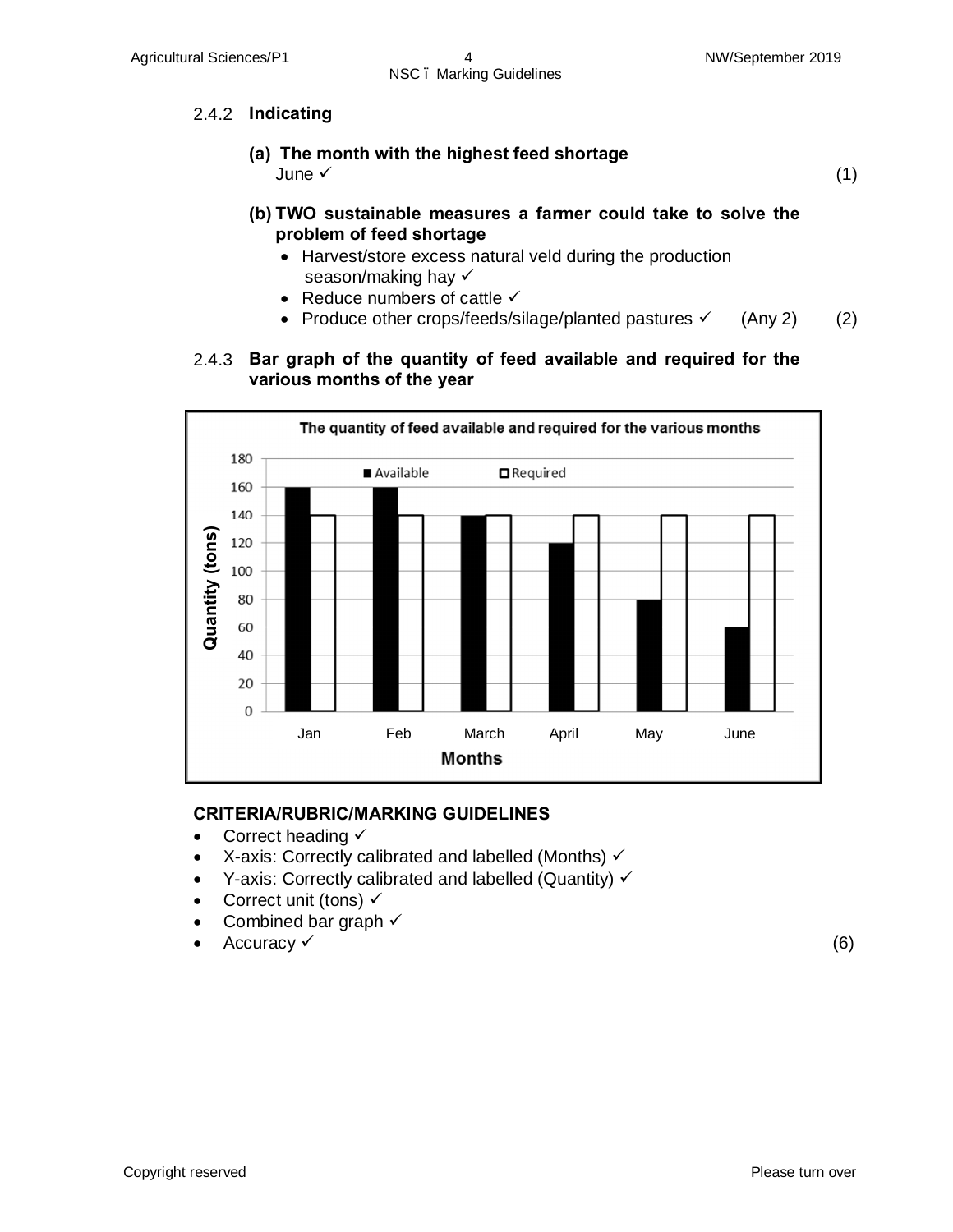2.4.2 **Indicating**

**(a) The month with the highest feed shortage**
June ✓ (1)

**(b) TWO sustainable measures a farmer could take to solve the problem of feed shortage**

- Harvest/store excess natural veld during the production season/making hay ✓
- Reduce numbers of cattle ✓
- Produce other crops/feeds/silage/planted pastures ✓ (Any 2) (2)

2.4.3 **Bar graph of the quantity of feed available and required for the various months of the year**

**The quantity of feed available and required for the various months**

| Months | Available | Required |
|---|---|---|
| Jan | 160 | 140 |
| Feb | 160 | 140 |
| March | 140 | 140 |
| April | 120 | 140 |
| May | 80 | 140 |
| June | 60 | 140 |

Y-axis: Quantity (tons); X-axis: Months

**CRITERIA/RUBRIC/MARKING GUIDELINES**

- Correct heading ✓
- X-axis: Correctly calibrated and labelled (Months) ✓
- Y-axis: Correctly calibrated and labelled (Quantity) ✓
- Correct unit (tons) ✓
- Combined bar graph ✓
- Accuracy ✓ (6)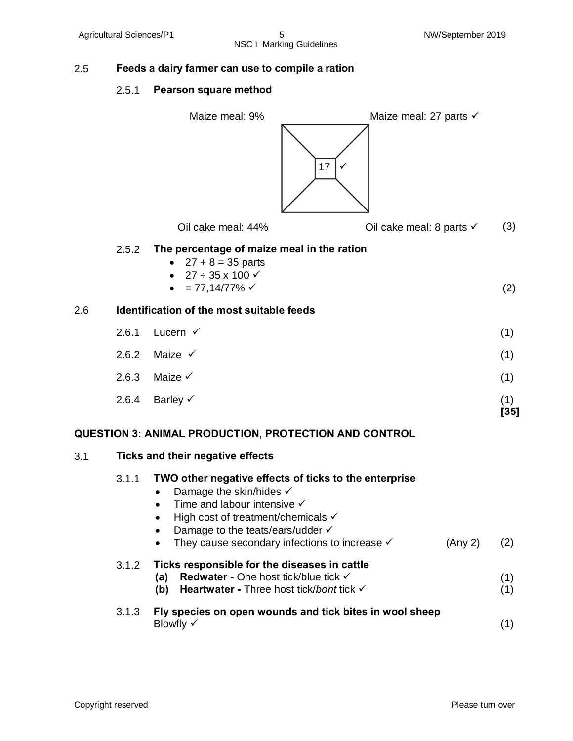## 2.5 Feeds a dairy farmer can use to compile a ration

### 2.5.1 Pearson square method

Maize meal: 9% — Maize meal: 27 parts ✓

17 ✓

Oil cake meal: 44% — Oil cake meal: 8 parts ✓ (3)

### 2.5.2 The percentage of maize meal in the ration

- $27 + 8 = 35$ parts
- $27 \div 35 \times 100$ ✓
- $= 77{,}14/77\%$ ✓ (2)

## 2.6 Identification of the most suitable feeds

2.6.1 Lucern ✓ (1)

2.6.2 Maize ✓ (1)

2.6.3 Maize ✓ (1)

2.6.4 Barley ✓ (1)

**[35]**

# QUESTION 3: ANIMAL PRODUCTION, PROTECTION AND CONTROL

## 3.1 Ticks and their negative effects

### 3.1.1 TWO other negative effects of ticks to the enterprise

- Damage the skin/hides ✓
- Time and labour intensive ✓
- High cost of treatment/chemicals ✓
- Damage to the teats/ears/udder ✓
- They cause secondary infections to increase ✓ (Any 2) (2)

### 3.1.2 Ticks responsible for the diseases in cattle

**(a) Redwater -** One host tick/blue tick ✓ (1)

**(b) Heartwater -** Three host tick/*bont* tick ✓ (1)

### 3.1.3 Fly species on open wounds and tick bites in wool sheep

Blowfly ✓ (1)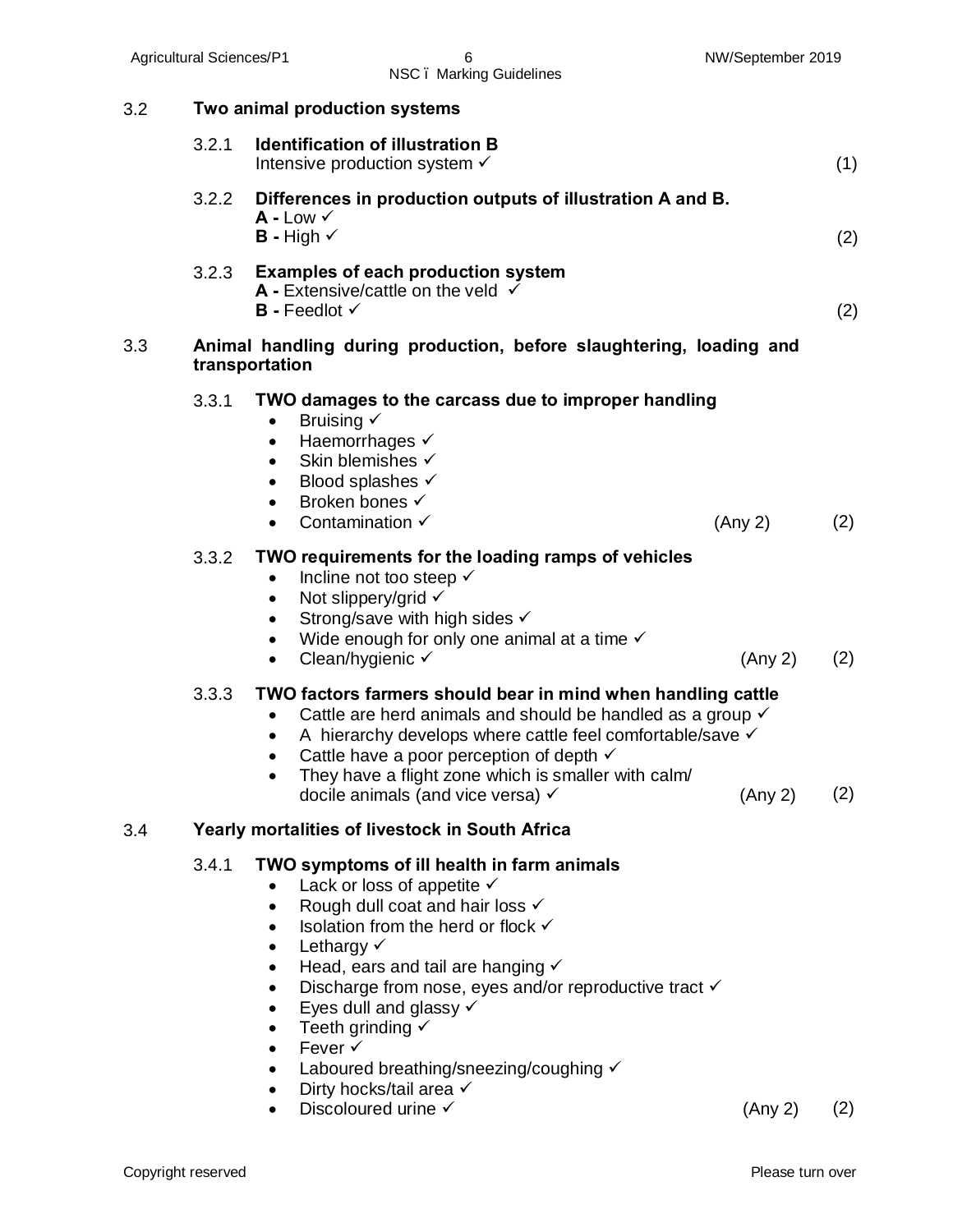## 3.2 Two animal production systems

**3.2.1 Identification of illustration B**

Intensive production system ✓ (1)

**3.2.2 Differences in production outputs of illustration A and B.**

**A -** Low ✓
**B -** High ✓ (2)

**3.2.3 Examples of each production system**

**A -** Extensive/cattle on the veld ✓
**B -** Feedlot ✓ (2)

## 3.3 Animal handling during production, before slaughtering, loading and transportation

**3.3.1 TWO damages to the carcass due to improper handling**

- Bruising ✓
- Haemorrhages ✓
- Skin blemishes ✓
- Blood splashes ✓
- Broken bones ✓
- Contamination ✓ (Any 2) (2)

**3.3.2 TWO requirements for the loading ramps of vehicles**

- Incline not too steep ✓
- Not slippery/grid ✓
- Strong/save with high sides ✓
- Wide enough for only one animal at a time ✓
- Clean/hygienic ✓ (Any 2) (2)

**3.3.3 TWO factors farmers should bear in mind when handling cattle**

- Cattle are herd animals and should be handled as a group ✓
- A hierarchy develops where cattle feel comfortable/save ✓
- Cattle have a poor perception of depth ✓
- They have a flight zone which is smaller with calm/ docile animals (and vice versa) ✓ (Any 2) (2)

## 3.4 Yearly mortalities of livestock in South Africa

**3.4.1 TWO symptoms of ill health in farm animals**

- Lack or loss of appetite ✓
- Rough dull coat and hair loss ✓
- Isolation from the herd or flock ✓
- Lethargy ✓
- Head, ears and tail are hanging ✓
- Discharge from nose, eyes and/or reproductive tract ✓
- Eyes dull and glassy ✓
- Teeth grinding ✓
- Fever ✓
- Laboured breathing/sneezing/coughing ✓
- Dirty hocks/tail area ✓
- Discoloured urine ✓ (Any 2) (2)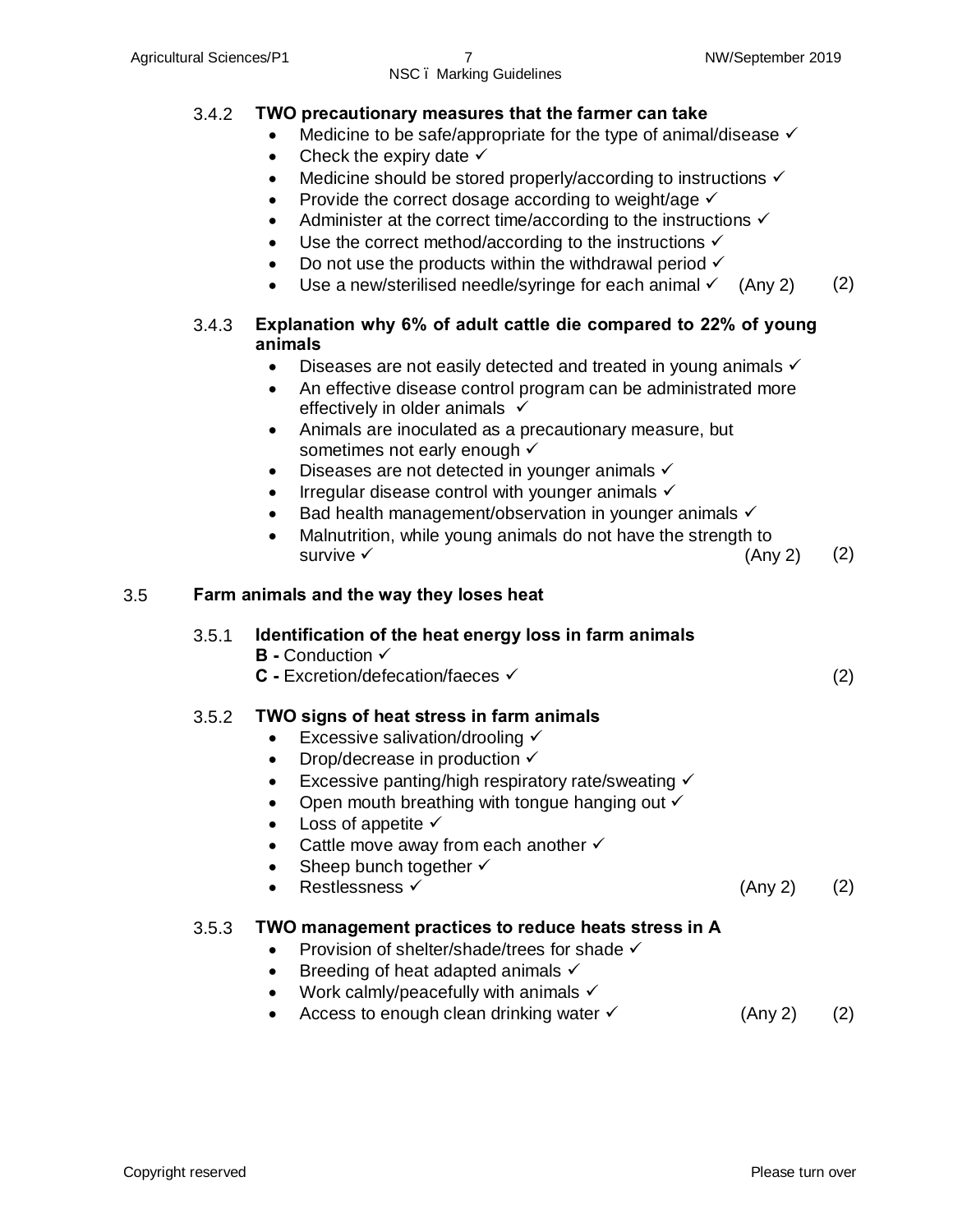3.4.2 **TWO precautionary measures that the farmer can take**

- Medicine to be safe/appropriate for the type of animal/disease ✓
- Check the expiry date ✓
- Medicine should be stored properly/according to instructions ✓
- Provide the correct dosage according to weight/age ✓
- Administer at the correct time/according to the instructions ✓
- Use the correct method/according to the instructions ✓
- Do not use the products within the withdrawal period ✓
- Use a new/sterilised needle/syringe for each animal ✓ (Any 2) (2)

3.4.3 **Explanation why 6% of adult cattle die compared to 22% of young animals**

- Diseases are not easily detected and treated in young animals ✓
- An effective disease control program can be administrated more effectively in older animals ✓
- Animals are inoculated as a precautionary measure, but sometimes not early enough ✓
- Diseases are not detected in younger animals ✓
- Irregular disease control with younger animals ✓
- Bad health management/observation in younger animals ✓
- Malnutrition, while young animals do not have the strength to survive ✓ (Any 2) (2)

3.5 **Farm animals and the way they loses heat**

3.5.1 **Identification of the heat energy loss in farm animals**

**B -** Conduction ✓
**C -** Excretion/defecation/faeces ✓ (2)

3.5.2 **TWO signs of heat stress in farm animals**

- Excessive salivation/drooling ✓
- Drop/decrease in production ✓
- Excessive panting/high respiratory rate/sweating ✓
- Open mouth breathing with tongue hanging out ✓
- Loss of appetite ✓
- Cattle move away from each another ✓
- Sheep bunch together ✓
- Restlessness ✓ (Any 2) (2)

3.5.3 **TWO management practices to reduce heats stress in A**

- Provision of shelter/shade/trees for shade ✓
- Breeding of heat adapted animals ✓
- Work calmly/peacefully with animals ✓
- Access to enough clean drinking water ✓ (Any 2) (2)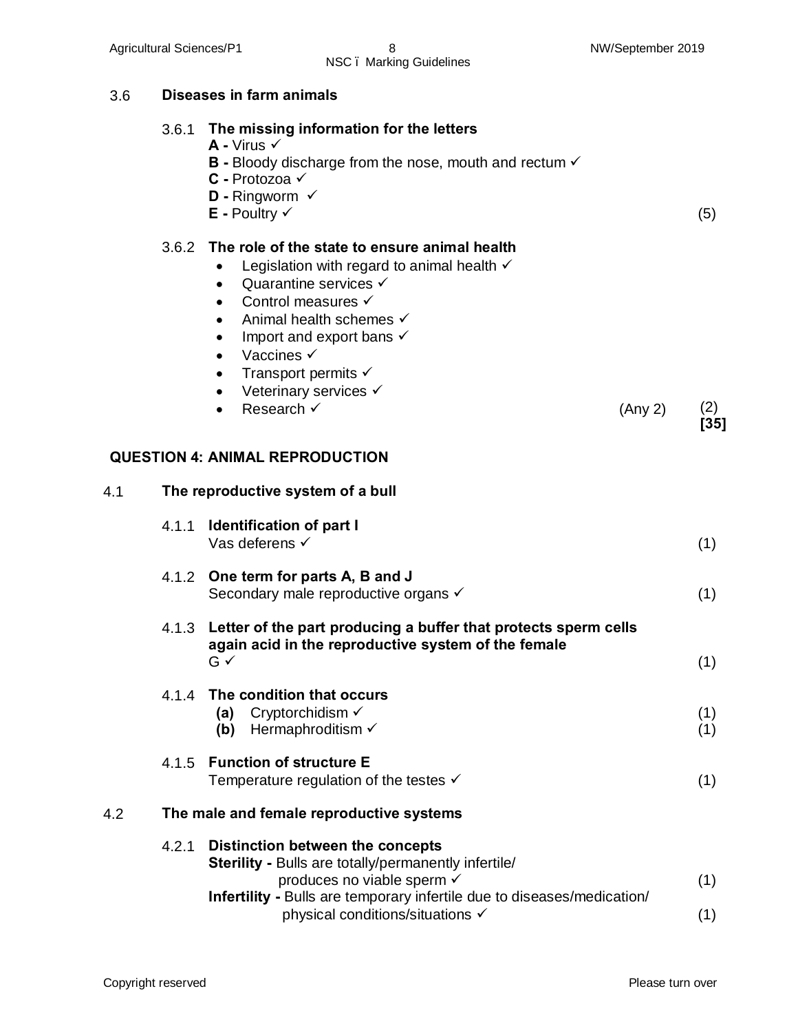### 3.6 Diseases in farm animals

**3.6.1 The missing information for the letters**

**A -** Virus ✓
**B -** Bloody discharge from the nose, mouth and rectum ✓
**C -** Protozoa ✓
**D -** Ringworm ✓
**E -** Poultry ✓ (5)

**3.6.2 The role of the state to ensure animal health**

- Legislation with regard to animal health ✓
- Quarantine services ✓
- Control measures ✓
- Animal health schemes ✓
- Import and export bans ✓
- Vaccines ✓
- Transport permits ✓
- Veterinary services ✓
- Research ✓ (Any 2) (2)

**[35]**

## QUESTION 4: ANIMAL REPRODUCTION

### 4.1 The reproductive system of a bull

**4.1.1 Identification of part I**
Vas deferens ✓ (1)

**4.1.2 One term for parts A, B and J**
Secondary male reproductive organs ✓ (1)

**4.1.3 Letter of the part producing a buffer that protects sperm cells again acid in the reproductive system of the female**
G ✓ (1)

**4.1.4 The condition that occurs**
**(a)** Cryptorchidism ✓ (1)
**(b)** Hermaphroditism ✓ (1)

**4.1.5 Function of structure E**
Temperature regulation of the testes ✓ (1)

### 4.2 The male and female reproductive systems

**4.2.1 Distinction between the concepts**
**Sterility -** Bulls are totally/permanently infertile/ produces no viable sperm ✓ (1)
**Infertility -** Bulls are temporary infertile due to diseases/medication/ physical conditions/situations ✓ (1)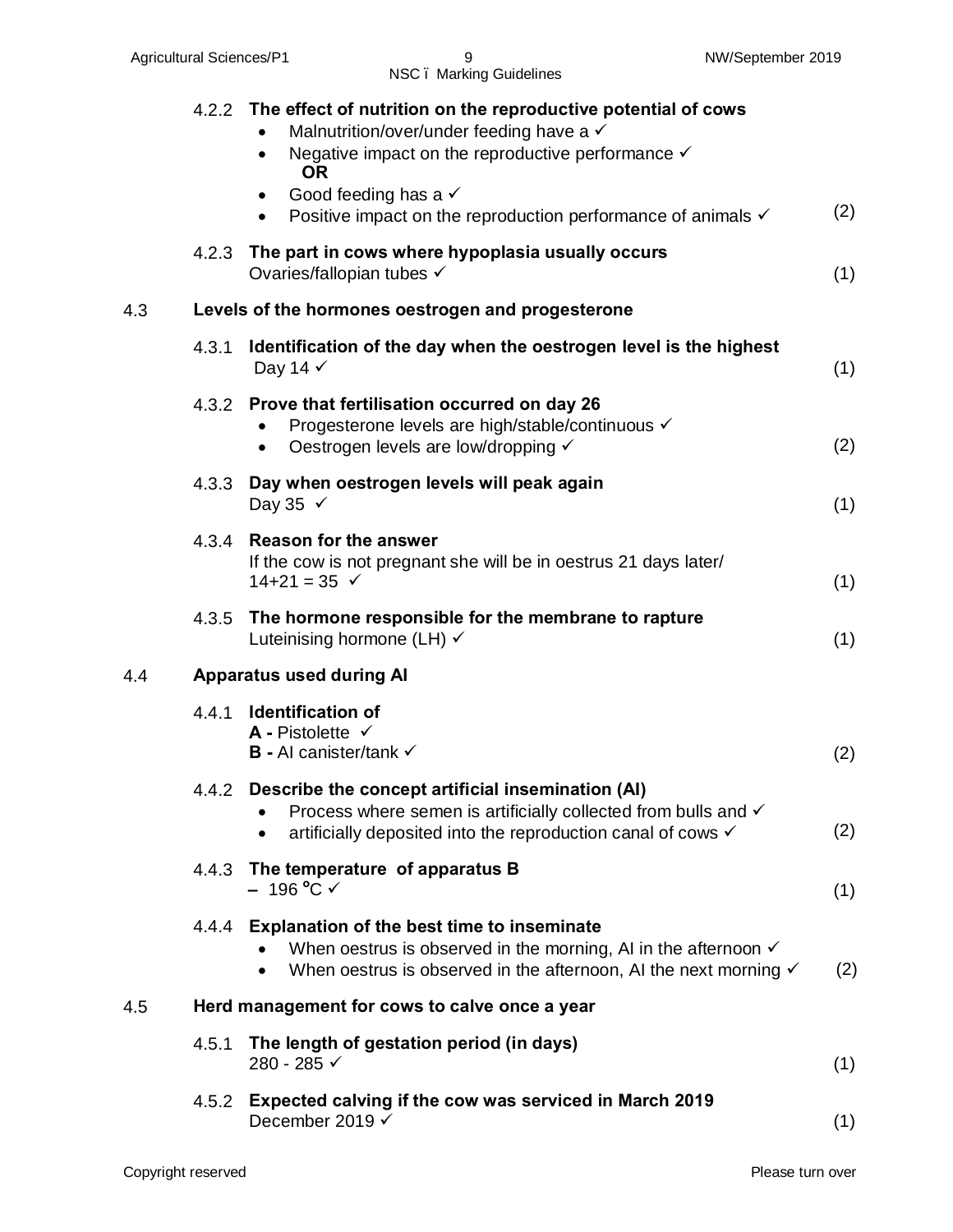4.2.2 **The effect of nutrition on the reproductive potential of cows**

- Malnutrition/over/under feeding have a ✓
- Negative impact on the reproductive performance ✓

**OR**

- Good feeding has a ✓
- Positive impact on the reproduction performance of animals ✓ (2)

4.2.3 **The part in cows where hypoplasia usually occurs**
Ovaries/fallopian tubes ✓ (1)

## 4.3 Levels of the hormones oestrogen and progesterone

4.3.1 **Identification of the day when the oestrogen level is the highest**
Day 14 ✓ (1)

4.3.2 **Prove that fertilisation occurred on day 26**

- Progesterone levels are high/stable/continuous ✓
- Oestrogen levels are low/dropping ✓ (2)

4.3.3 **Day when oestrogen levels will peak again**
Day 35 ✓ (1)

4.3.4 **Reason for the answer**
If the cow is not pregnant she will be in oestrus 21 days later/
14+21 = 35 ✓ (1)

4.3.5 **The hormone responsible for the membrane to rapture**
Luteinising hormone (LH) ✓ (1)

## 4.4 Apparatus used during AI

4.4.1 **Identification of**
**A -** Pistolette ✓
**B -** AI canister/tank ✓ (2)

4.4.2 **Describe the concept artificial insemination (AI)**

- Process where semen is artificially collected from bulls and ✓
- artificially deposited into the reproduction canal of cows ✓ (2)

4.4.3 **The temperature of apparatus B**
$-196\ ^{o}C$ ✓ (1)

4.4.4 **Explanation of the best time to inseminate**

- When oestrus is observed in the morning, AI in the afternoon ✓
- When oestrus is observed in the afternoon, AI the next morning ✓ (2)

## 4.5 Herd management for cows to calve once a year

4.5.1 **The length of gestation period (in days)**
280 - 285 ✓ (1)

4.5.2 **Expected calving if the cow was serviced in March 2019**
December 2019 ✓ (1)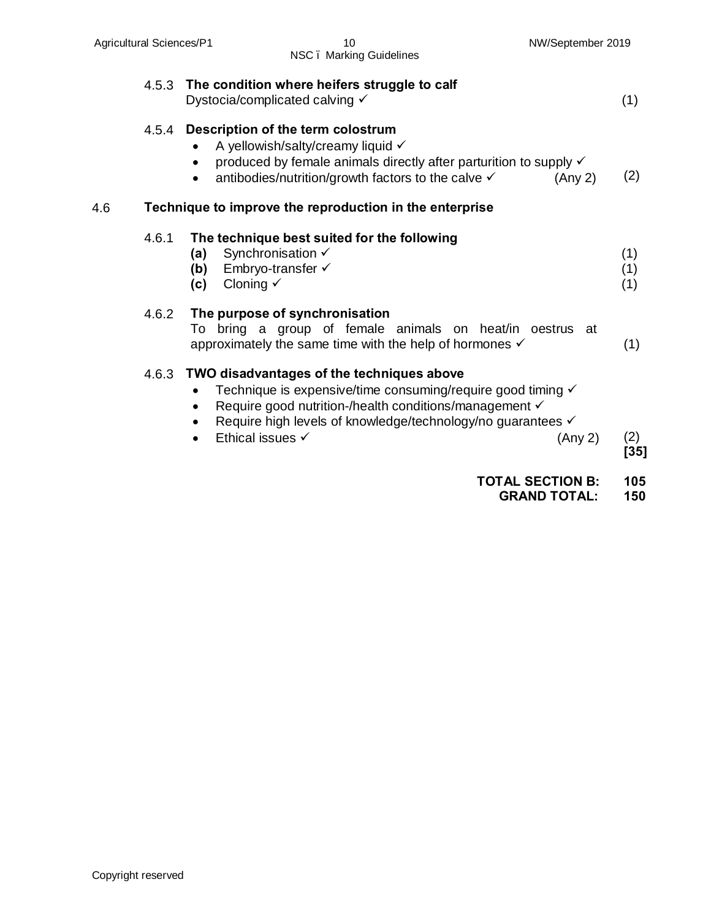4.5.3 **The condition where heifers struggle to calf**

Dystocia/complicated calving ✓ (1)

4.5.4 **Description of the term colostrum**

- A yellowish/salty/creamy liquid ✓
- produced by female animals directly after parturition to supply ✓
- antibodies/nutrition/growth factors to the calve ✓ (Any 2) (2)

4.6 **Technique to improve the reproduction in the enterprise**

4.6.1 **The technique best suited for the following**

**(a)** Synchronisation ✓ (1)
**(b)** Embryo-transfer ✓ (1)
**(c)** Cloning ✓ (1)

4.6.2 **The purpose of synchronisation**

To bring a group of female animals on heat/in oestrus at approximately the same time with the help of hormones ✓ (1)

4.6.3 **TWO disadvantages of the techniques above**

- Technique is expensive/time consuming/require good timing ✓
- Require good nutrition-/health conditions/management ✓
- Require high levels of knowledge/technology/no guarantees ✓
- Ethical issues ✓ (Any 2) (2)

**[35]**

**TOTAL SECTION B: 105**
**GRAND TOTAL: 150**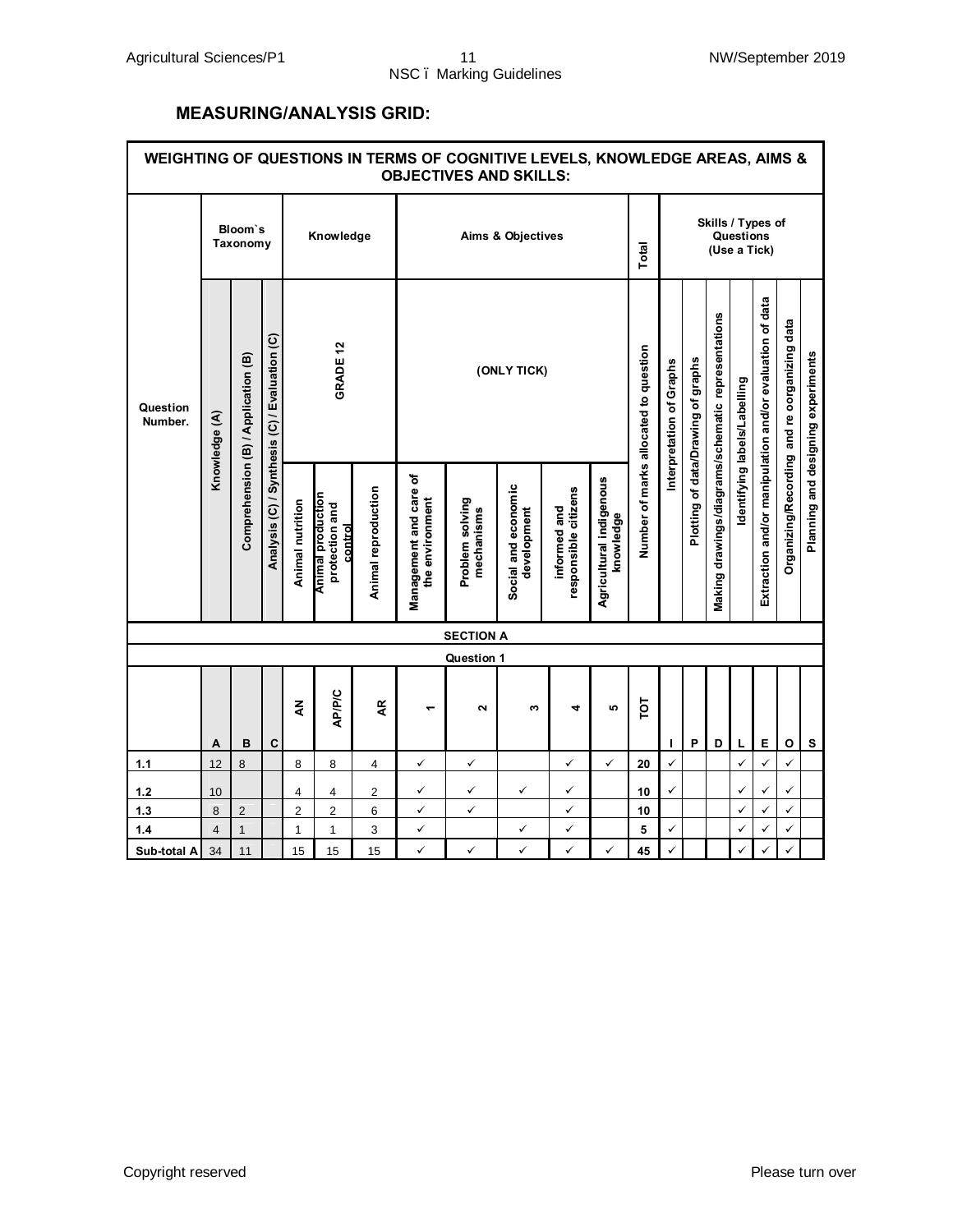## MEASURING/ANALYSIS GRID:

**WEIGHTING OF QUESTIONS IN TERMS OF COGNITIVE LEVELS, KNOWLEDGE AREAS, AIMS & OBJECTIVES AND SKILLS:**

| Question Number. | Bloom`s Taxonomy | | | Knowledge | | | Aims & Objectives | | | | | Total | Skills / Types of Questions (Use a Tick) | | | | | | | |
|---|---|---|---|---|---|---|---|---|---|---|---|---|---|---|---|---|---|---|---|---|
| | Knowledge (A) | Comprehension (B) / Application (B) | Analysis (C) / Synthesis (C) / Evaluation (C) | GRADE 12 | | | (ONLY TICK) | | | | | Number of marks allocated to question | Interpretation of Graphs | Plotting of data/Drawing of graphs | Making drawings/diagrams/schematic representations | Identifying labels/Labelling | Extraction and/or manipulation and/or evaluation of data | Organizing/Recording and re oorganizing data | Planning and designing experiments |
| | | | | Animal nutrition | Animal production protection and control | Animal reproduction | Management and care of the environment | Problem solving mechanisms | Social and economic development | informed and responsible citizens | Agricultural indigenous knowledge | | | | | | | | |
| **SECTION A** | | | | | | | | | | | | | | | | | | | |
| **Question 1** | | | | | | | | | | | | | | | | | | | |
| | A | B | C | AN | AP/P/C | AR | 1 | 2 | 3 | 4 | 5 | TOT | I | P | D | L | E | O | S |
| 1.1 | 12 | 8 | | 8 | 8 | 4 | ✓ | ✓ | | ✓ | ✓ | 20 | ✓ | | | ✓ | ✓ | ✓ | |
| 1.2 | 10 | | | 4 | 4 | 2 | ✓ | ✓ | ✓ | ✓ | | 10 | ✓ | | | ✓ | ✓ | ✓ | |
| 1.3 | 8 | 2 | | 2 | 2 | 6 | ✓ | ✓ | | ✓ | | 10 | | | | ✓ | ✓ | ✓ | |
| 1.4 | 4 | 1 | | 1 | 1 | 3 | ✓ | | ✓ | ✓ | | 5 | ✓ | | | ✓ | ✓ | ✓ | |
| Sub-total A | 34 | 11 | | 15 | 15 | 15 | ✓ | ✓ | ✓ | ✓ | ✓ | 45 | ✓ | | | ✓ | ✓ | ✓ | |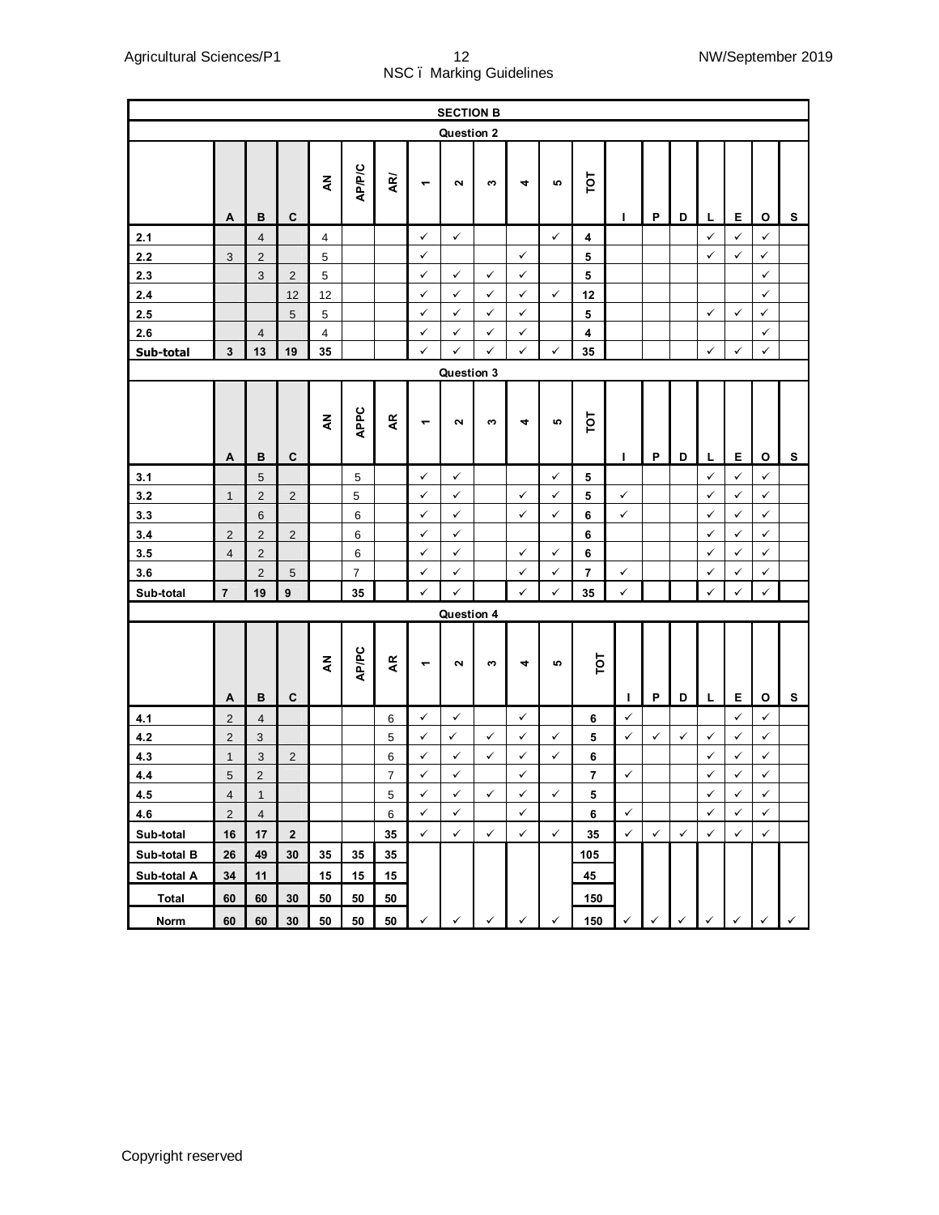| SECTION B | | | | | | | | | | | | | | | | | | | |
|---|---|---|---|---|---|---|---|---|---|---|---|---|---|---|---|---|---|---|---|
| **Question 2** | | | | | | | | | | | | | | | | | | | |
| | A | B | C | AN | AP/P/C | AR/ | 1 | 2 | 3 | 4 | 5 | TOT | I | P | D | L | E | O | S |
| 2.1 | | 4 | | 4 | | | ✓ | ✓ | | | ✓ | 4 | | | | ✓ | ✓ | ✓ | |
| 2.2 | 3 | 2 | | 5 | | | ✓ | | | ✓ | | 5 | | | | ✓ | ✓ | ✓ | |
| 2.3 | | 3 | 2 | 5 | | | ✓ | ✓ | ✓ | ✓ | | 5 | | | | | | ✓ | |
| 2.4 | | | 12 | 12 | | | ✓ | ✓ | ✓ | ✓ | ✓ | 12 | | | | | | ✓ | |
| 2.5 | | | 5 | 5 | | | ✓ | ✓ | ✓ | ✓ | | 5 | | | | ✓ | ✓ | ✓ | |
| 2.6 | | 4 | | 4 | | | ✓ | ✓ | ✓ | ✓ | | 4 | | | | | | ✓ | |
| **Sub-total** | **3** | **13** | **19** | **35** | | | ✓ | ✓ | ✓ | ✓ | ✓ | **35** | | | | ✓ | ✓ | ✓ | |
| **Question 3** | | | | | | | | | | | | | | | | | | | |
| | A | B | C | AN | APPC | AR | 1 | 2 | 3 | 4 | 5 | TOT | I | P | D | L | E | O | S |
| 3.1 | | 5 | | | 5 | | ✓ | ✓ | | | ✓ | 5 | | | | ✓ | ✓ | ✓ | |
| 3.2 | 1 | 2 | 2 | | 5 | | ✓ | ✓ | | ✓ | ✓ | 5 | ✓ | | | ✓ | ✓ | ✓ | |
| 3.3 | | 6 | | | 6 | | ✓ | ✓ | | ✓ | ✓ | 6 | ✓ | | | ✓ | ✓ | ✓ | |
| 3.4 | 2 | 2 | 2 | | 6 | | ✓ | ✓ | | | | 6 | | | | ✓ | ✓ | ✓ | |
| 3.5 | 4 | 2 | | | 6 | | ✓ | ✓ | | ✓ | ✓ | 6 | | | | ✓ | ✓ | ✓ | |
| 3.6 | | 2 | 5 | | 7 | | ✓ | ✓ | | ✓ | ✓ | 7 | ✓ | | | ✓ | ✓ | ✓ | |
| **Sub-total** | **7** | **19** | **9** | | **35** | | ✓ | ✓ | | ✓ | ✓ | **35** | ✓ | | | ✓ | ✓ | ✓ | |
| **Question 4** | | | | | | | | | | | | | | | | | | | |
| | A | B | C | AN | AP/PC | AR | 1 | 2 | 3 | 4 | 5 | TOT | I | P | D | L | E | O | S |
| 4.1 | 2 | 4 | | | | 6 | ✓ | ✓ | | ✓ | | 6 | ✓ | | | | ✓ | ✓ | |
| 4.2 | 2 | 3 | | | | 5 | ✓ | ✓ | ✓ | ✓ | ✓ | 5 | ✓ | ✓ | ✓ | ✓ | ✓ | ✓ | |
| 4.3 | 1 | 3 | 2 | | | 6 | ✓ | ✓ | ✓ | ✓ | ✓ | 6 | | | | ✓ | ✓ | ✓ | |
| 4.4 | 5 | 2 | | | | 7 | ✓ | ✓ | | ✓ | | 7 | ✓ | | | ✓ | ✓ | ✓ | |
| 4.5 | 4 | 1 | | | | 5 | ✓ | ✓ | ✓ | ✓ | ✓ | 5 | | | | ✓ | ✓ | ✓ | |
| 4.6 | 2 | 4 | | | | 6 | ✓ | ✓ | | ✓ | | 6 | ✓ | | | ✓ | ✓ | ✓ | |
| **Sub-total** | **16** | **17** | **2** | | | **35** | ✓ | ✓ | ✓ | ✓ | ✓ | **35** | ✓ | ✓ | ✓ | ✓ | ✓ | ✓ | |
| **Sub-total B** | **26** | **49** | **30** | **35** | **35** | **35** | | | | | | **105** | | | | | | | |
| **Sub-total A** | **34** | **11** | | **15** | **15** | **15** | | | | | | **45** | | | | | | | |
| **Total** | **60** | **60** | **30** | **50** | **50** | **50** | | | | | | **150** | | | | | | | |
| **Norm** | **60** | **60** | **30** | **50** | **50** | **50** | ✓ | ✓ | ✓ | ✓ | ✓ | **150** | ✓ | ✓ | ✓ | ✓ | ✓ | ✓ | ✓ |